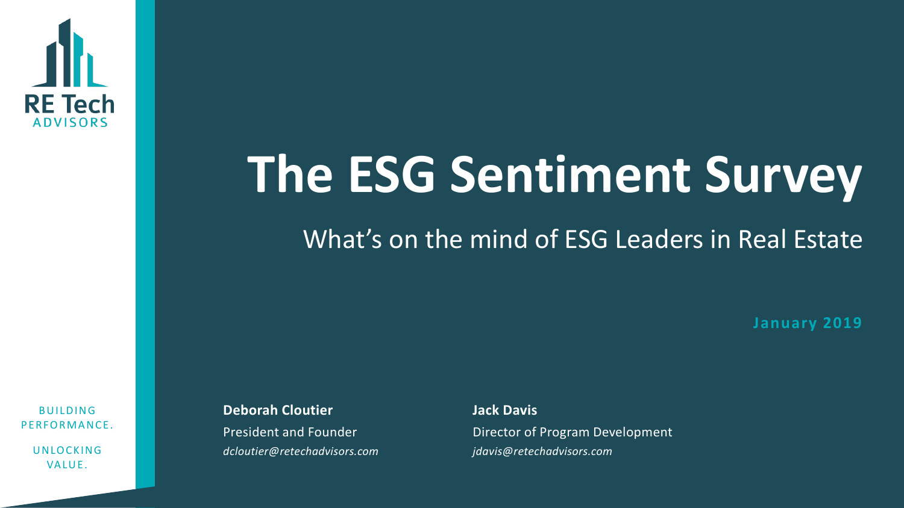RE Tech ADVISORS

# The ESG Sentiment Survey

## What's on the mind of ESG Leaders in Real Estate

**January 2019**

BUILDING PERFORMANCE.

UNLOCKING VALUE.

**Deborah Cloutier**
President and Founder
*dcloutier@retechadvisors.com*

**Jack Davis**
Director of Program Development
*jdavis@retechadvisors.com*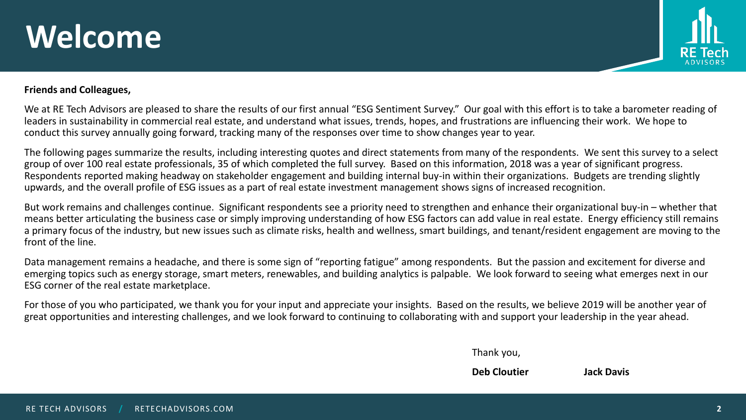# Welcome

**Friends and Colleagues,**

We at RE Tech Advisors are pleased to share the results of our first annual "ESG Sentiment Survey." Our goal with this effort is to take a barometer reading of leaders in sustainability in commercial real estate, and understand what issues, trends, hopes, and frustrations are influencing their work. We hope to conduct this survey annually going forward, tracking many of the responses over time to show changes year to year.

The following pages summarize the results, including interesting quotes and direct statements from many of the respondents. We sent this survey to a select group of over 100 real estate professionals, 35 of which completed the full survey. Based on this information, 2018 was a year of significant progress. Respondents reported making headway on stakeholder engagement and building internal buy-in within their organizations. Budgets are trending slightly upwards, and the overall profile of ESG issues as a part of real estate investment management shows signs of increased recognition.

But work remains and challenges continue. Significant respondents see a priority need to strengthen and enhance their organizational buy-in – whether that means better articulating the business case or simply improving understanding of how ESG factors can add value in real estate. Energy efficiency still remains a primary focus of the industry, but new issues such as climate risks, health and wellness, smart buildings, and tenant/resident engagement are moving to the front of the line.

Data management remains a headache, and there is some sign of "reporting fatigue" among respondents. But the passion and excitement for diverse and emerging topics such as energy storage, smart meters, renewables, and building analytics is palpable. We look forward to seeing what emerges next in our ESG corner of the real estate marketplace.

For those of you who participated, we thank you for your input and appreciate your insights. Based on the results, we believe 2019 will be another year of great opportunities and interesting challenges, and we look forward to continuing to collaborating with and support your leadership in the year ahead.

Thank you,

**Deb Cloutier** **Jack Davis**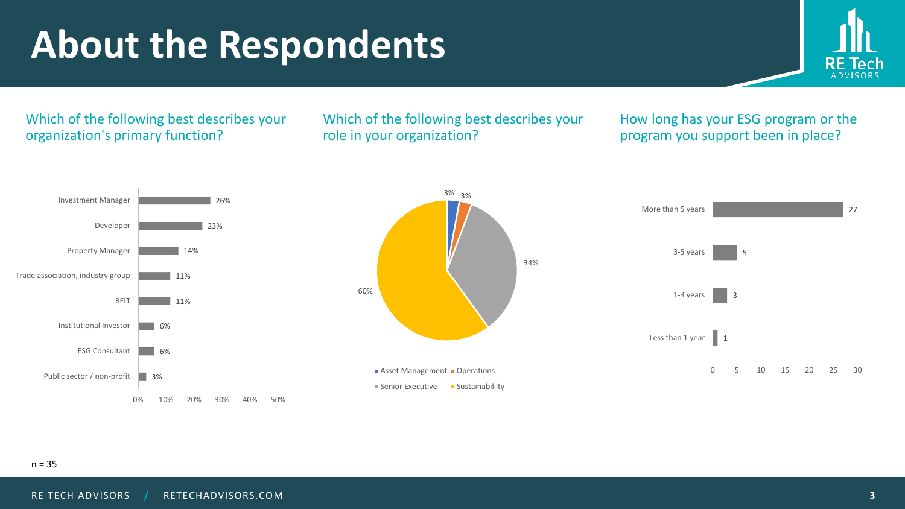# About the Respondents

## Which of the following best describes your organization's primary function?

| Function | Percentage |
| --- | --- |
| Investment Manager | 26% |
| Developer | 23% |
| Property Manager | 14% |
| Trade association, industry group | 11% |
| REIT | 11% |
| Institutional Investor | 6% |
| ESG Consultant | 6% |
| Public sector / non-profit | 3% |

n = 35

## Which of the following best describes your role in your organization?

| Role | Percentage |
| --- | --- |
| Asset Management | 3% |
| Operations | 3% |
| Senior Executive | 34% |
| Sustainabililty | 60% |

## How long has your ESG program or the program you support been in place?

| Duration | Count |
| --- | --- |
| More than 5 years | 27 |
| 3-5 years | 5 |
| 1-3 years | 3 |
| Less than 1 year | 1 |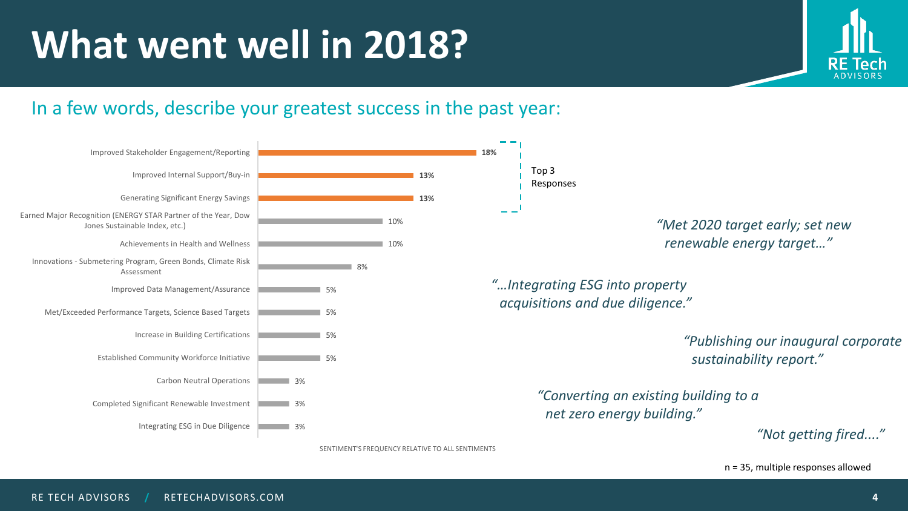# What went well in 2018?

## In a few words, describe your greatest success in the past year:

| Response | Sentiment's frequency relative to all sentiments |
|---|---|
| Improved Stakeholder Engagement/Reporting | **18%** |
| Improved Internal Support/Buy-in | **13%** |
| Generating Significant Energy Savings | **13%** |
| Earned Major Recognition (ENERGY STAR Partner of the Year, Dow Jones Sustainable Index, etc.) | 10% |
| Achievements in Health and Wellness | 10% |
| Innovations - Submetering Program, Green Bonds, Climate Risk Assessment | 8% |
| Improved Data Management/Assurance | 5% |
| Met/Exceeded Performance Targets, Science Based Targets | 5% |
| Increase in Building Certifications | 5% |
| Established Community Workforce Initiative | 5% |
| Carbon Neutral Operations | 3% |
| Completed Significant Renewable Investment | 3% |
| Integrating ESG in Due Diligence | 3% |

Top 3 Responses: Improved Stakeholder Engagement/Reporting, Improved Internal Support/Buy-in, Generating Significant Energy Savings

SENTIMENT'S FREQUENCY RELATIVE TO ALL SENTIMENTS

*"Met 2020 target early; set new renewable energy target…"*

*"…Integrating ESG into property acquisitions and due diligence."*

*"Publishing our inaugural corporate sustainability report."*

*"Converting an existing building to a net zero energy building."*

*"Not getting fired...."*

n = 35, multiple responses allowed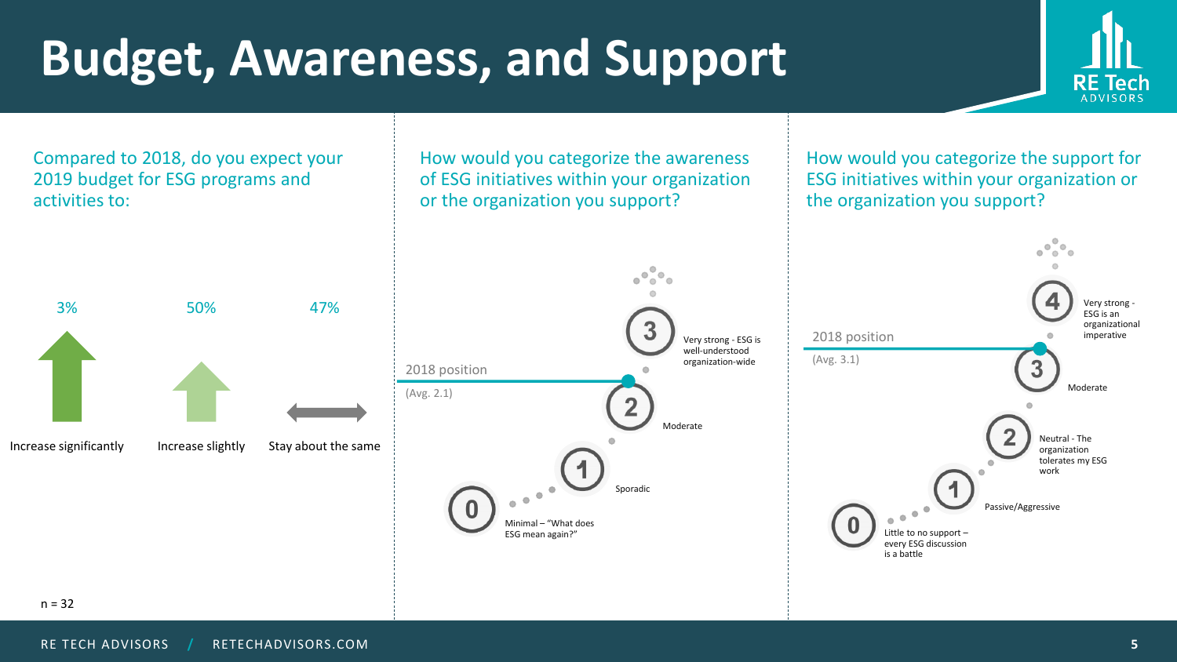# Budget, Awareness, and Support

## Compared to 2018, do you expect your 2019 budget for ESG programs and activities to:

| Increase significantly | Increase slightly | Stay about the same |
|---|---|---|
| 3% | 50% | 47% |

n = 32

## How would you categorize the awareness of ESG initiatives within your organization or the organization you support?

2018 position (Avg. 2.1)

- 0 – Minimal – "What does ESG mean again?"
- 1 – Sporadic
- 2 – Moderate
- 3 – Very strong - ESG is well-understood organization-wide

## How would you categorize the support for ESG initiatives within your organization or the organization you support?

2018 position (Avg. 3.1)

- 0 – Little to no support – every ESG discussion is a battle
- 1 – Passive/Aggressive
- 2 – Neutral - The organization tolerates my ESG work
- 3 – Moderate
- 4 – Very strong - ESG is an organizational imperative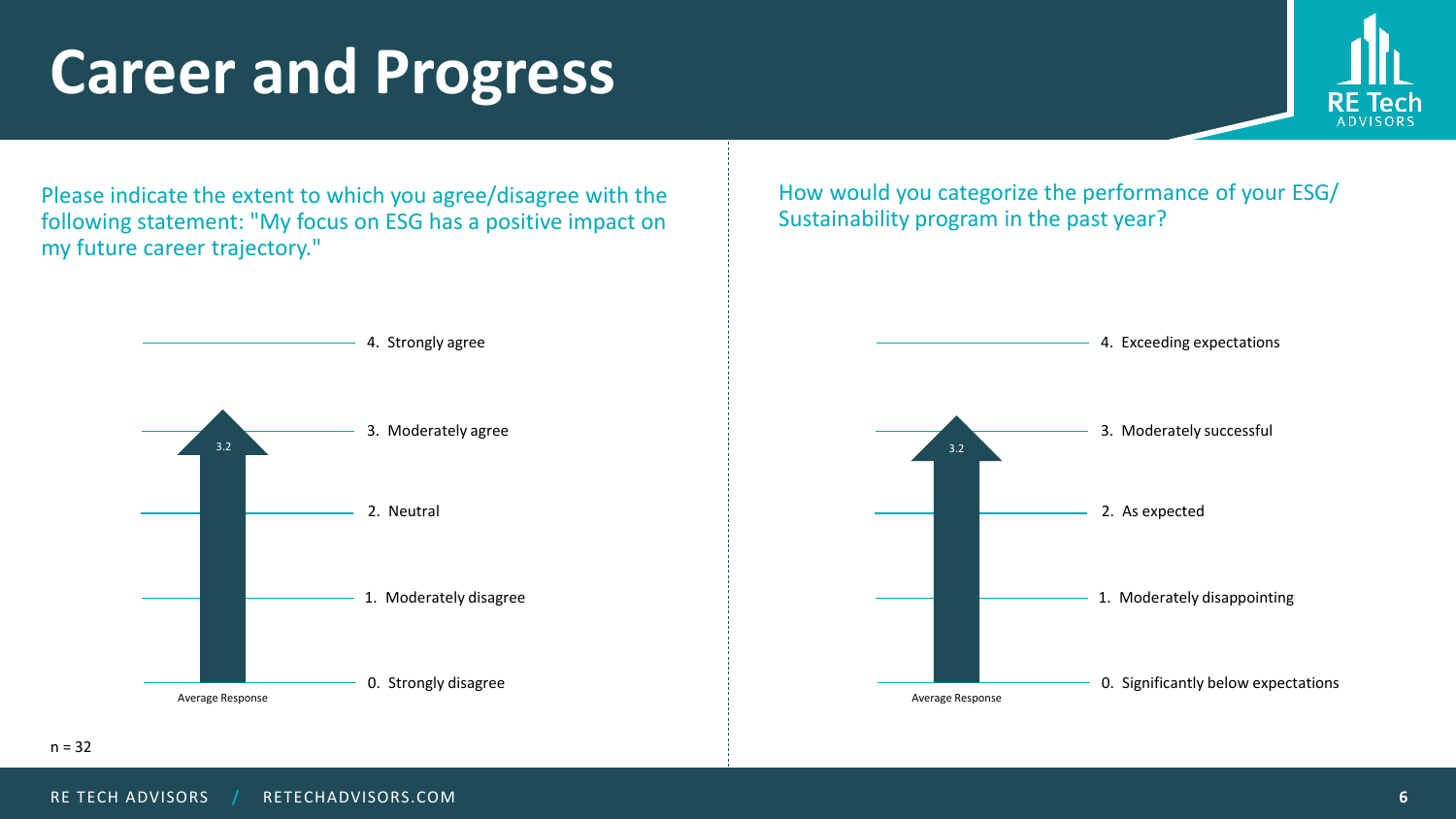# Career and Progress

Please indicate the extent to which you agree/disagree with the following statement: "My focus on ESG has a positive impact on my future career trajectory."

4. Strongly agree
3. Moderately agree
2. Neutral
1. Moderately disagree
0. Strongly disagree

Average Response: 3.2

How would you categorize the performance of your ESG/ Sustainability program in the past year?

4. Exceeding expectations
3. Moderately successful
2. As expected
1. Moderately disappointing
0. Significantly below expectations

Average Response: 3.2

n = 32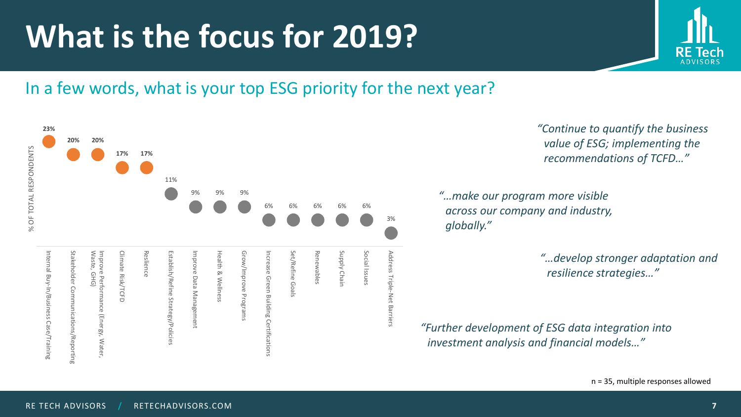# What is the focus for 2019?

## In a few words, what is your top ESG priority for the next year?

| Priority | % of Total Respondents |
|---|---|
| Internal Buy-In/Business Case/Training | 23% |
| Stakeholder Communications/Reporting | 20% |
| Improve Performance (Energy, Water, Waste, GHG) | 20% |
| Climate Risk/TCFD | 17% |
| Resilience | 17% |
| Establish/Refine Strategy/Policies | 11% |
| Improve Data Management | 9% |
| Health & Wellness | 9% |
| Grow/Improve Programs | 9% |
| Increase Green Building Certifications | 6% |
| Set/Refine Goals | 6% |
| Renewables | 6% |
| Supply Chain | 6% |
| Social Issues | 6% |
| Address Triple-Net Barriers | 3% |

*"Continue to quantify the business value of ESG; implementing the recommendations of TCFD…"*

*"…make our program more visible across our company and industry, globally."*

*"…develop stronger adaptation and resilience strategies…"*

*"Further development of ESG data integration into investment analysis and financial models…"*

n = 35, multiple responses allowed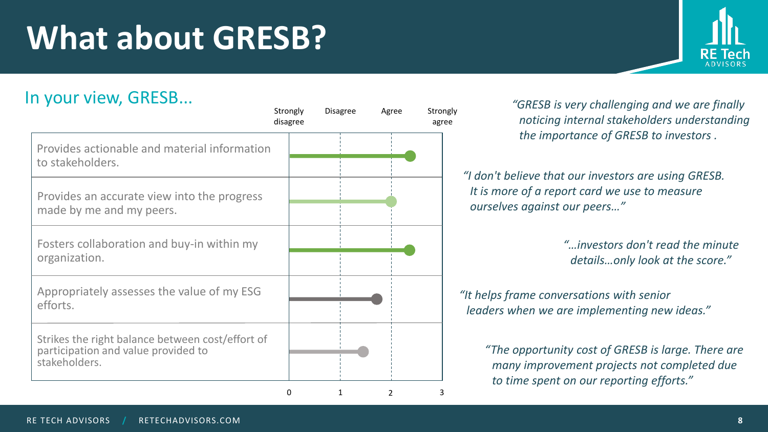# What about GRESB?

## In your view, GRESB...

| Statement | Strongly disagree | Disagree | Agree | Strongly agree |
|---|---|---|---|---|
| Provides actionable and material information to stakeholders. | | | | |
| Provides an accurate view into the progress made by me and my peers. | | | | |
| Fosters collaboration and buy-in within my organization. | | | | |
| Appropriately assesses the value of my ESG efforts. | | | | |
| Strikes the right balance between cost/effort of participation and value provided to stakeholders. | | | | |

Scale: 0 1 2 3

*"GRESB is very challenging and we are finally noticing internal stakeholders understanding the importance of GRESB to investors ."*

*"I don't believe that our investors are using GRESB. It is more of a report card we use to measure ourselves against our peers…"*

*"…investors don't read the minute details…only look at the score."*

*"It helps frame conversations with senior leaders when we are implementing new ideas."*

*"The opportunity cost of GRESB is large. There are many improvement projects not completed due to time spent on our reporting efforts."*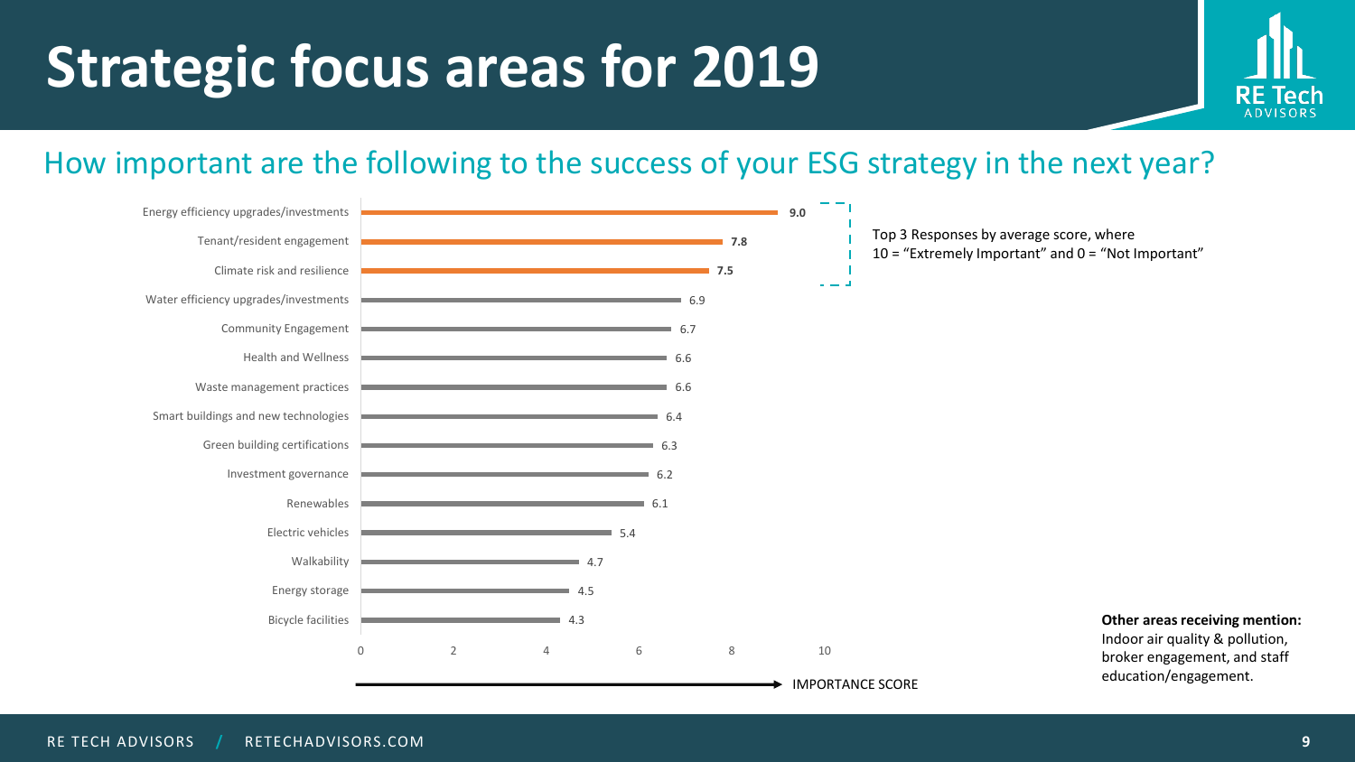# Strategic focus areas for 2019

## How important are the following to the success of your ESG strategy in the next year?

| Focus area | Importance score |
|---|---|
| Energy efficiency upgrades/investments | **9.0** |
| Tenant/resident engagement | **7.8** |
| Climate risk and resilience | **7.5** |
| Water efficiency upgrades/investments | 6.9 |
| Community Engagement | 6.7 |
| Health and Wellness | 6.6 |
| Waste management practices | 6.6 |
| Smart buildings and new technologies | 6.4 |
| Green building certifications | 6.3 |
| Investment governance | 6.2 |
| Renewables | 6.1 |
| Electric vehicles | 5.4 |
| Walkability | 4.7 |
| Energy storage | 4.5 |
| Bicycle facilities | 4.3 |

Top 3 Responses by average score, where 10 = "Extremely Important" and 0 = "Not Important"

IMPORTANCE SCORE

**Other areas receiving mention:** Indoor air quality & pollution, broker engagement, and staff education/engagement.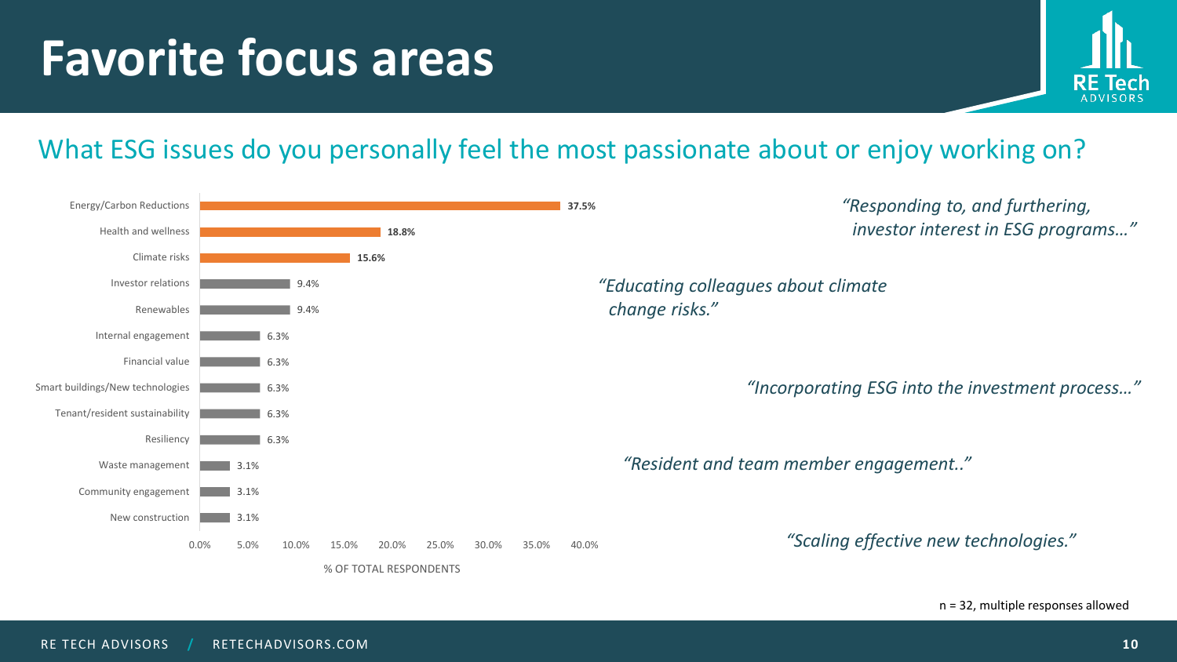# Favorite focus areas

## What ESG issues do you personally feel the most passionate about or enjoy working on?

| ESG issue | % of total respondents |
|---|---|
| Energy/Carbon Reductions | 37.5% |
| Health and wellness | 18.8% |
| Climate risks | 15.6% |
| Investor relations | 9.4% |
| Renewables | 9.4% |
| Internal engagement | 6.3% |
| Financial value | 6.3% |
| Smart buildings/New technologies | 6.3% |
| Tenant/resident sustainability | 6.3% |
| Resiliency | 6.3% |
| Waste management | 3.1% |
| Community engagement | 3.1% |
| New construction | 3.1% |

*"Responding to, and furthering, investor interest in ESG programs…"*

*"Educating colleagues about climate change risks."*

*"Incorporating ESG into the investment process…"*

*"Resident and team member engagement.."*

*"Scaling effective new technologies."*

n = 32, multiple responses allowed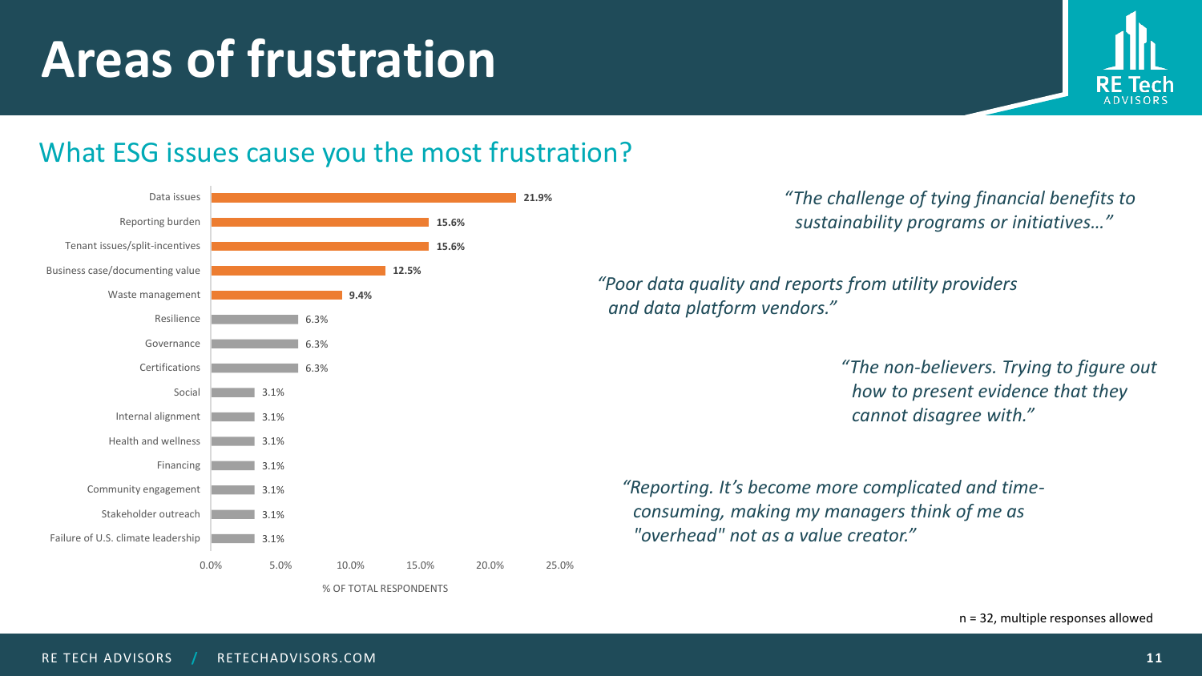# Areas of frustration

## What ESG issues cause you the most frustration?

| ESG issue | % of total respondents |
|---|---|
| Data issues | 21.9% |
| Reporting burden | 15.6% |
| Tenant issues/split-incentives | 15.6% |
| Business case/documenting value | 12.5% |
| Waste management | 9.4% |
| Resilience | 6.3% |
| Governance | 6.3% |
| Certifications | 6.3% |
| Social | 3.1% |
| Internal alignment | 3.1% |
| Health and wellness | 3.1% |
| Financing | 3.1% |
| Community engagement | 3.1% |
| Stakeholder outreach | 3.1% |
| Failure of U.S. climate leadership | 3.1% |

*"The challenge of tying financial benefits to sustainability programs or initiatives…"*

*"Poor data quality and reports from utility providers and data platform vendors."*

*"The non-believers. Trying to figure out how to present evidence that they cannot disagree with."*

*"Reporting. It's become more complicated and time-consuming, making my managers think of me as "overhead" not as a value creator."*

n = 32, multiple responses allowed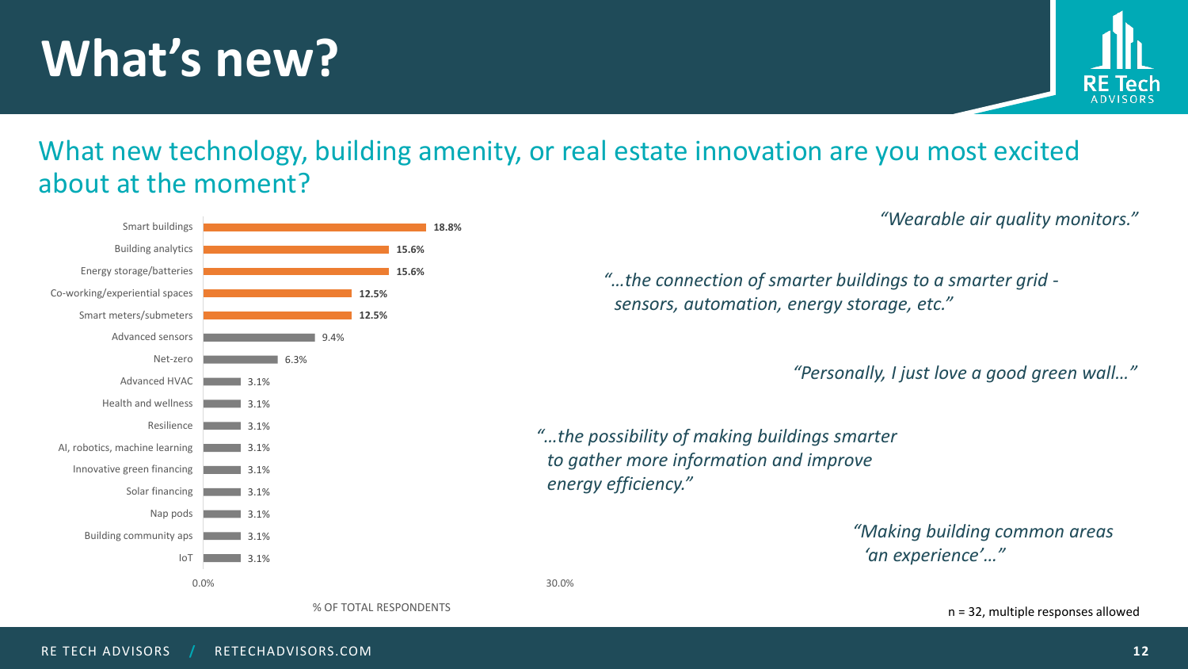# What's new?

## What new technology, building amenity, or real estate innovation are you most excited about at the moment?

| Category | % of Total Respondents |
| --- | --- |
| Smart buildings | 18.8% |
| Building analytics | 15.6% |
| Energy storage/batteries | 15.6% |
| Co-working/experiential spaces | 12.5% |
| Smart meters/submeters | 12.5% |
| Advanced sensors | 9.4% |
| Net-zero | 6.3% |
| Advanced HVAC | 3.1% |
| Health and wellness | 3.1% |
| Resilience | 3.1% |
| AI, robotics, machine learning | 3.1% |
| Innovative green financing | 3.1% |
| Solar financing | 3.1% |
| Nap pods | 3.1% |
| Building community aps | 3.1% |
| IoT | 3.1% |

*"Wearable air quality monitors."*

*"…the connection of smarter buildings to a smarter grid - sensors, automation, energy storage, etc."*

*"Personally, I just love a good green wall…"*

*"…the possibility of making buildings smarter to gather more information and improve energy efficiency."*

*"Making building common areas 'an experience'…"*

n = 32, multiple responses allowed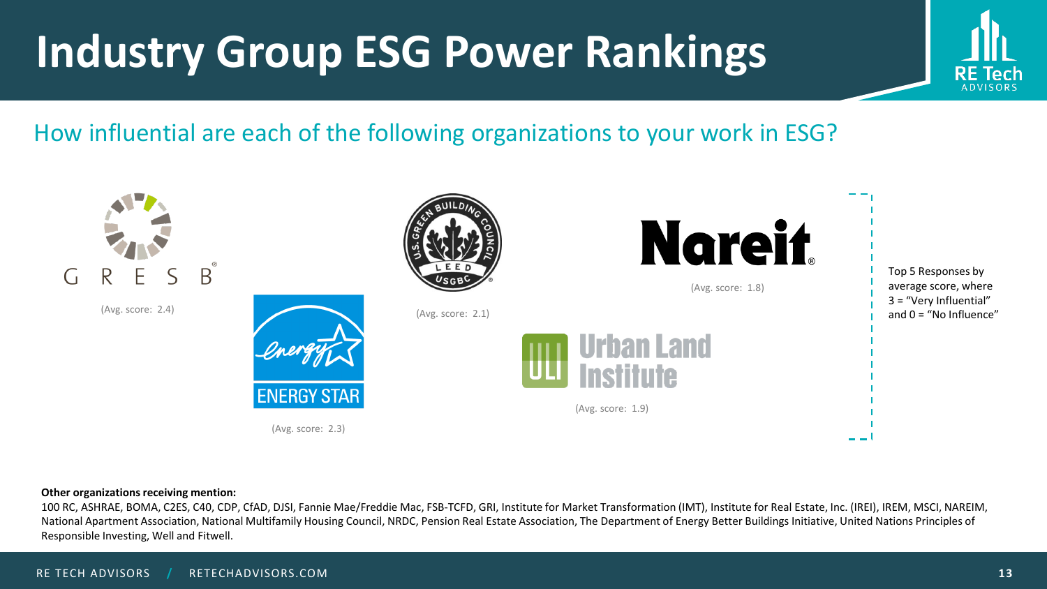# Industry Group ESG Power Rankings

## How influential are each of the following organizations to your work in ESG?

GRESB

(Avg. score: 2.4)

ENERGY STAR

(Avg. score: 2.3)

U.S. Green Building Council LEED USGBC

(Avg. score: 2.1)

Urban Land Institute

(Avg. score: 1.9)

Nareit

(Avg. score: 1.8)

Top 5 Responses by average score, where 3 = "Very Influential" and 0 = "No Influence"

**Other organizations receiving mention:**

100 RC, ASHRAE, BOMA, C2ES, C40, CDP, CfAD, DJSI, Fannie Mae/Freddie Mac, FSB-TCFD, GRI, Institute for Market Transformation (IMT), Institute for Real Estate, Inc. (IREI), IREM, MSCI, NAREIM, National Apartment Association, National Multifamily Housing Council, NRDC, Pension Real Estate Association, The Department of Energy Better Buildings Initiative, United Nations Principles of Responsible Investing, Well and Fitwell.